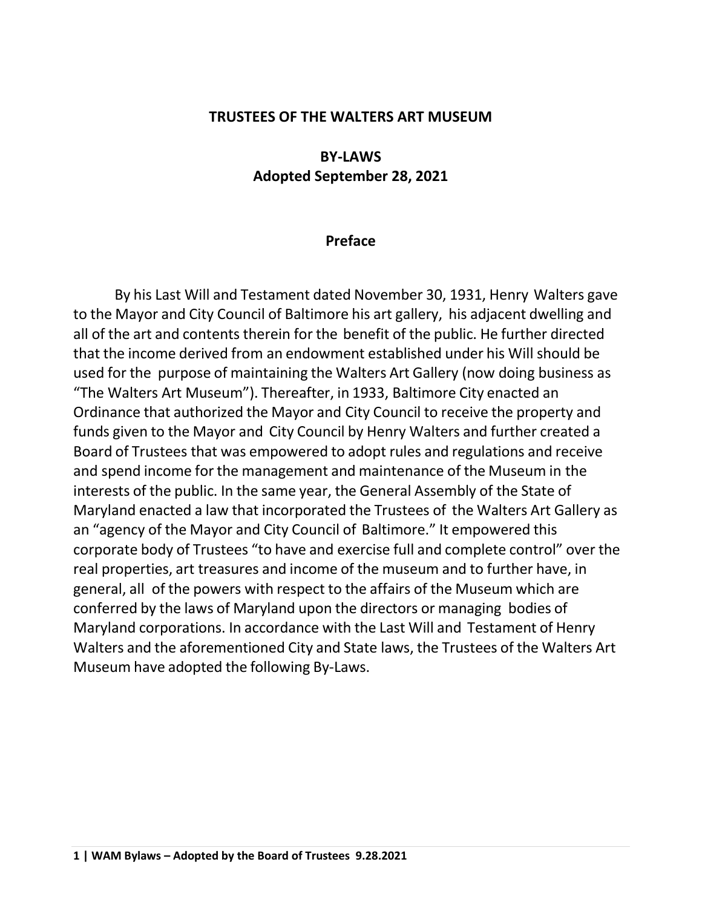# TRUSTEES OF THE WALTERS ART MUSEUM

## BY-LAWS
## Adopted September 28, 2021

### Preface

By his Last Will and Testament dated November 30, 1931, Henry Walters gave to the Mayor and City Council of Baltimore his art gallery, his adjacent dwelling and all of the art and contents therein for the benefit of the public. He further directed that the income derived from an endowment established under his Will should be used for the purpose of maintaining the Walters Art Gallery (now doing business as "The Walters Art Museum"). Thereafter, in 1933, Baltimore City enacted an Ordinance that authorized the Mayor and City Council to receive the property and funds given to the Mayor and City Council by Henry Walters and further created a Board of Trustees that was empowered to adopt rules and regulations and receive and spend income for the management and maintenance of the Museum in the interests of the public. In the same year, the General Assembly of the State of Maryland enacted a law that incorporated the Trustees of the Walters Art Gallery as an "agency of the Mayor and City Council of Baltimore." It empowered this corporate body of Trustees "to have and exercise full and complete control" over the real properties, art treasures and income of the museum and to further have, in general, all of the powers with respect to the affairs of the Museum which are conferred by the laws of Maryland upon the directors or managing bodies of Maryland corporations. In accordance with the Last Will and Testament of Henry Walters and the aforementioned City and State laws, the Trustees of the Walters Art Museum have adopted the following By-Laws.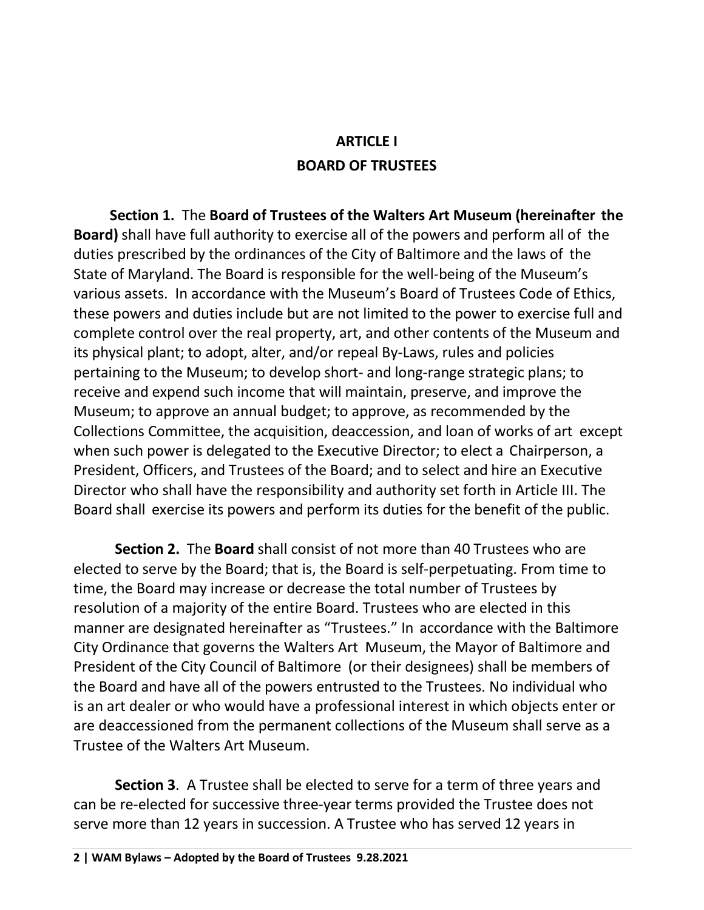# ARTICLE I
# BOARD OF TRUSTEES

**Section 1.** The **Board of Trustees of the Walters Art Museum (hereinafter the Board)** shall have full authority to exercise all of the powers and perform all of the duties prescribed by the ordinances of the City of Baltimore and the laws of the State of Maryland. The Board is responsible for the well-being of the Museum's various assets. In accordance with the Museum's Board of Trustees Code of Ethics, these powers and duties include but are not limited to the power to exercise full and complete control over the real property, art, and other contents of the Museum and its physical plant; to adopt, alter, and/or repeal By-Laws, rules and policies pertaining to the Museum; to develop short- and long-range strategic plans; to receive and expend such income that will maintain, preserve, and improve the Museum; to approve an annual budget; to approve, as recommended by the Collections Committee, the acquisition, deaccession, and loan of works of art except when such power is delegated to the Executive Director; to elect a Chairperson, a President, Officers, and Trustees of the Board; and to select and hire an Executive Director who shall have the responsibility and authority set forth in Article III. The Board shall exercise its powers and perform its duties for the benefit of the public.

**Section 2.** The **Board** shall consist of not more than 40 Trustees who are elected to serve by the Board; that is, the Board is self-perpetuating. From time to time, the Board may increase or decrease the total number of Trustees by resolution of a majority of the entire Board. Trustees who are elected in this manner are designated hereinafter as "Trustees." In accordance with the Baltimore City Ordinance that governs the Walters Art Museum, the Mayor of Baltimore and President of the City Council of Baltimore (or their designees) shall be members of the Board and have all of the powers entrusted to the Trustees. No individual who is an art dealer or who would have a professional interest in which objects enter or are deaccessioned from the permanent collections of the Museum shall serve as a Trustee of the Walters Art Museum.

**Section 3**. A Trustee shall be elected to serve for a term of three years and can be re-elected for successive three-year terms provided the Trustee does not serve more than 12 years in succession. A Trustee who has served 12 years in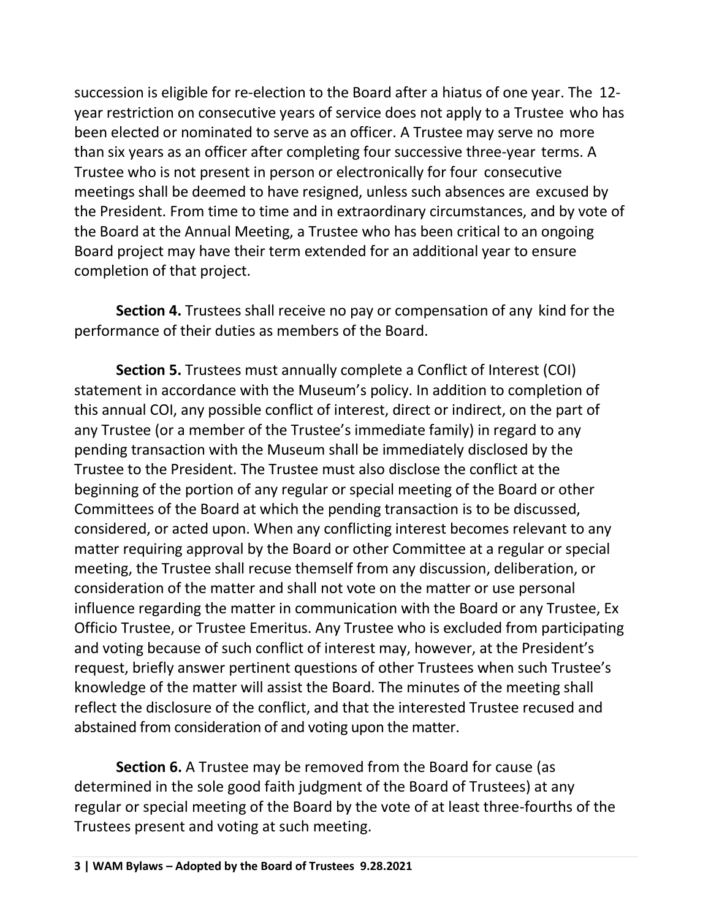succession is eligible for re-election to the Board after a hiatus of one year. The 12-year restriction on consecutive years of service does not apply to a Trustee who has been elected or nominated to serve as an officer. A Trustee may serve no more than six years as an officer after completing four successive three-year terms. A Trustee who is not present in person or electronically for four consecutive meetings shall be deemed to have resigned, unless such absences are excused by the President. From time to time and in extraordinary circumstances, and by vote of the Board at the Annual Meeting, a Trustee who has been critical to an ongoing Board project may have their term extended for an additional year to ensure completion of that project.

**Section 4.** Trustees shall receive no pay or compensation of any kind for the performance of their duties as members of the Board.

**Section 5.** Trustees must annually complete a Conflict of Interest (COI) statement in accordance with the Museum's policy. In addition to completion of this annual COI, any possible conflict of interest, direct or indirect, on the part of any Trustee (or a member of the Trustee's immediate family) in regard to any pending transaction with the Museum shall be immediately disclosed by the Trustee to the President. The Trustee must also disclose the conflict at the beginning of the portion of any regular or special meeting of the Board or other Committees of the Board at which the pending transaction is to be discussed, considered, or acted upon. When any conflicting interest becomes relevant to any matter requiring approval by the Board or other Committee at a regular or special meeting, the Trustee shall recuse themself from any discussion, deliberation, or consideration of the matter and shall not vote on the matter or use personal influence regarding the matter in communication with the Board or any Trustee, Ex Officio Trustee, or Trustee Emeritus. Any Trustee who is excluded from participating and voting because of such conflict of interest may, however, at the President's request, briefly answer pertinent questions of other Trustees when such Trustee's knowledge of the matter will assist the Board. The minutes of the meeting shall reflect the disclosure of the conflict, and that the interested Trustee recused and abstained from consideration of and voting upon the matter.

**Section 6.** A Trustee may be removed from the Board for cause (as determined in the sole good faith judgment of the Board of Trustees) at any regular or special meeting of the Board by the vote of at least three-fourths of the Trustees present and voting at such meeting.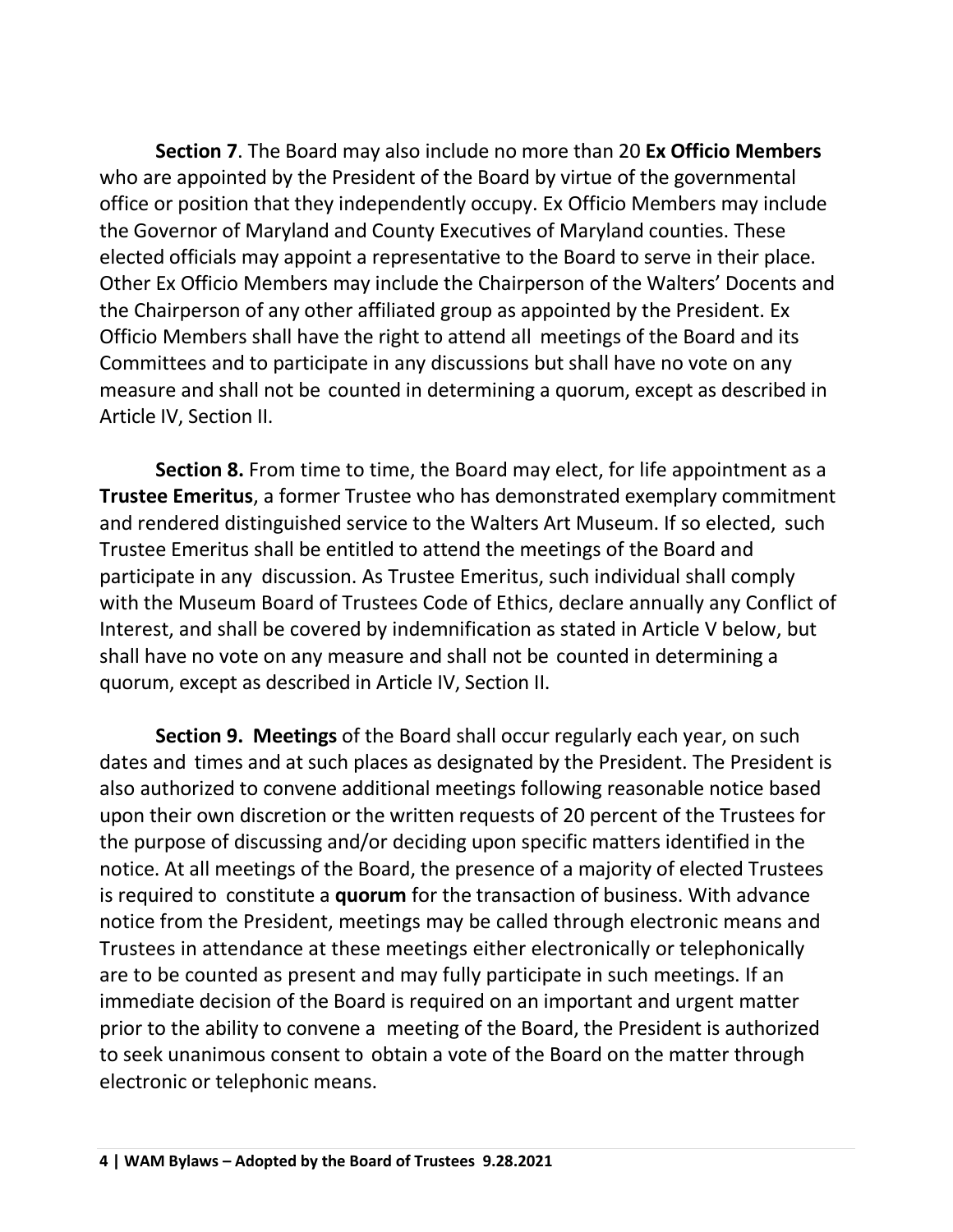**Section 7**. The Board may also include no more than 20 **Ex Officio Members** who are appointed by the President of the Board by virtue of the governmental office or position that they independently occupy. Ex Officio Members may include the Governor of Maryland and County Executives of Maryland counties. These elected officials may appoint a representative to the Board to serve in their place. Other Ex Officio Members may include the Chairperson of the Walters' Docents and the Chairperson of any other affiliated group as appointed by the President. Ex Officio Members shall have the right to attend all meetings of the Board and its Committees and to participate in any discussions but shall have no vote on any measure and shall not be counted in determining a quorum, except as described in Article IV, Section II.

**Section 8.** From time to time, the Board may elect, for life appointment as a **Trustee Emeritus**, a former Trustee who has demonstrated exemplary commitment and rendered distinguished service to the Walters Art Museum. If so elected, such Trustee Emeritus shall be entitled to attend the meetings of the Board and participate in any discussion. As Trustee Emeritus, such individual shall comply with the Museum Board of Trustees Code of Ethics, declare annually any Conflict of Interest, and shall be covered by indemnification as stated in Article V below, but shall have no vote on any measure and shall not be counted in determining a quorum, except as described in Article IV, Section II.

**Section 9. Meetings** of the Board shall occur regularly each year, on such dates and times and at such places as designated by the President. The President is also authorized to convene additional meetings following reasonable notice based upon their own discretion or the written requests of 20 percent of the Trustees for the purpose of discussing and/or deciding upon specific matters identified in the notice. At all meetings of the Board, the presence of a majority of elected Trustees is required to constitute a **quorum** for the transaction of business. With advance notice from the President, meetings may be called through electronic means and Trustees in attendance at these meetings either electronically or telephonically are to be counted as present and may fully participate in such meetings. If an immediate decision of the Board is required on an important and urgent matter prior to the ability to convene a meeting of the Board, the President is authorized to seek unanimous consent to obtain a vote of the Board on the matter through electronic or telephonic means.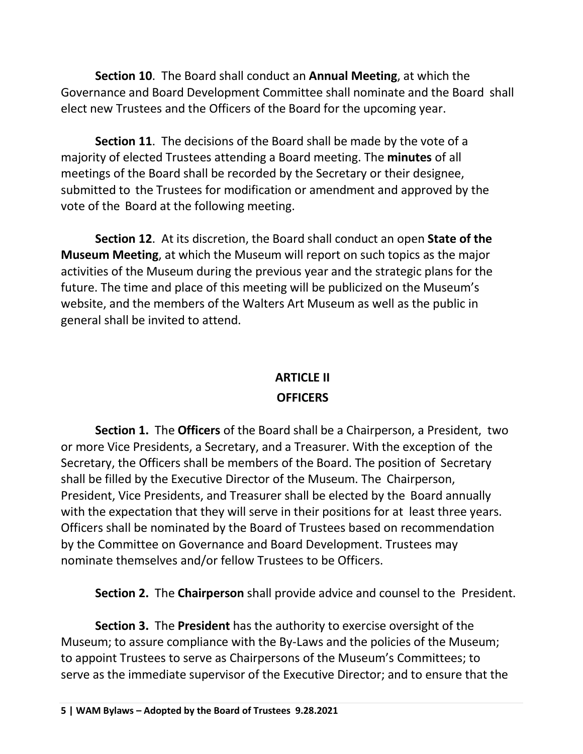**Section 10**. The Board shall conduct an **Annual Meeting**, at which the Governance and Board Development Committee shall nominate and the Board shall elect new Trustees and the Officers of the Board for the upcoming year.

**Section 11**. The decisions of the Board shall be made by the vote of a majority of elected Trustees attending a Board meeting. The **minutes** of all meetings of the Board shall be recorded by the Secretary or their designee, submitted to the Trustees for modification or amendment and approved by the vote of the Board at the following meeting.

**Section 12**. At its discretion, the Board shall conduct an open **State of the Museum Meeting**, at which the Museum will report on such topics as the major activities of the Museum during the previous year and the strategic plans for the future. The time and place of this meeting will be publicized on the Museum's website, and the members of the Walters Art Museum as well as the public in general shall be invited to attend.

## ARTICLE II
## OFFICERS

**Section 1.** The **Officers** of the Board shall be a Chairperson, a President, two or more Vice Presidents, a Secretary, and a Treasurer. With the exception of the Secretary, the Officers shall be members of the Board. The position of Secretary shall be filled by the Executive Director of the Museum. The Chairperson, President, Vice Presidents, and Treasurer shall be elected by the Board annually with the expectation that they will serve in their positions for at least three years. Officers shall be nominated by the Board of Trustees based on recommendation by the Committee on Governance and Board Development. Trustees may nominate themselves and/or fellow Trustees to be Officers.

**Section 2.** The **Chairperson** shall provide advice and counsel to the President.

**Section 3.** The **President** has the authority to exercise oversight of the Museum; to assure compliance with the By-Laws and the policies of the Museum; to appoint Trustees to serve as Chairpersons of the Museum's Committees; to serve as the immediate supervisor of the Executive Director; and to ensure that the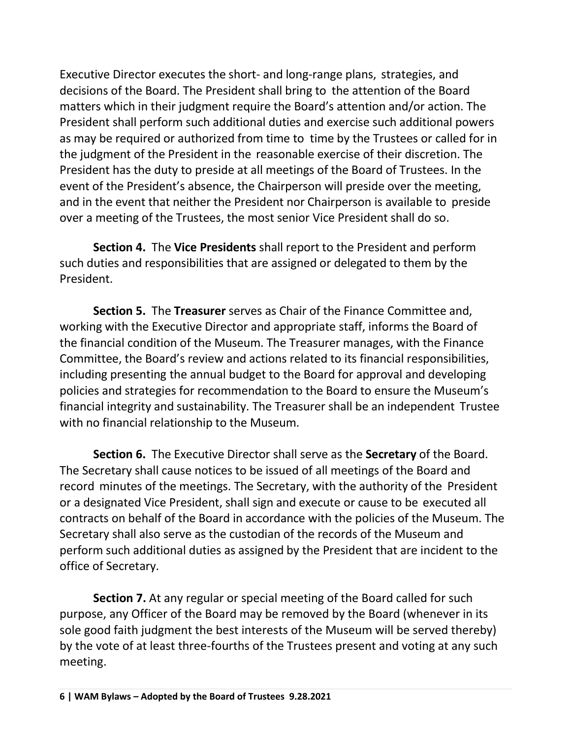Executive Director executes the short- and long-range plans, strategies, and decisions of the Board. The President shall bring to the attention of the Board matters which in their judgment require the Board's attention and/or action. The President shall perform such additional duties and exercise such additional powers as may be required or authorized from time to time by the Trustees or called for in the judgment of the President in the reasonable exercise of their discretion. The President has the duty to preside at all meetings of the Board of Trustees. In the event of the President's absence, the Chairperson will preside over the meeting, and in the event that neither the President nor Chairperson is available to preside over a meeting of the Trustees, the most senior Vice President shall do so.

**Section 4.** The **Vice Presidents** shall report to the President and perform such duties and responsibilities that are assigned or delegated to them by the President.

**Section 5.** The **Treasurer** serves as Chair of the Finance Committee and, working with the Executive Director and appropriate staff, informs the Board of the financial condition of the Museum. The Treasurer manages, with the Finance Committee, the Board's review and actions related to its financial responsibilities, including presenting the annual budget to the Board for approval and developing policies and strategies for recommendation to the Board to ensure the Museum's financial integrity and sustainability. The Treasurer shall be an independent Trustee with no financial relationship to the Museum.

**Section 6.** The Executive Director shall serve as the **Secretary** of the Board. The Secretary shall cause notices to be issued of all meetings of the Board and record minutes of the meetings. The Secretary, with the authority of the President or a designated Vice President, shall sign and execute or cause to be executed all contracts on behalf of the Board in accordance with the policies of the Museum. The Secretary shall also serve as the custodian of the records of the Museum and perform such additional duties as assigned by the President that are incident to the office of Secretary.

**Section 7.** At any regular or special meeting of the Board called for such purpose, any Officer of the Board may be removed by the Board (whenever in its sole good faith judgment the best interests of the Museum will be served thereby) by the vote of at least three-fourths of the Trustees present and voting at any such meeting.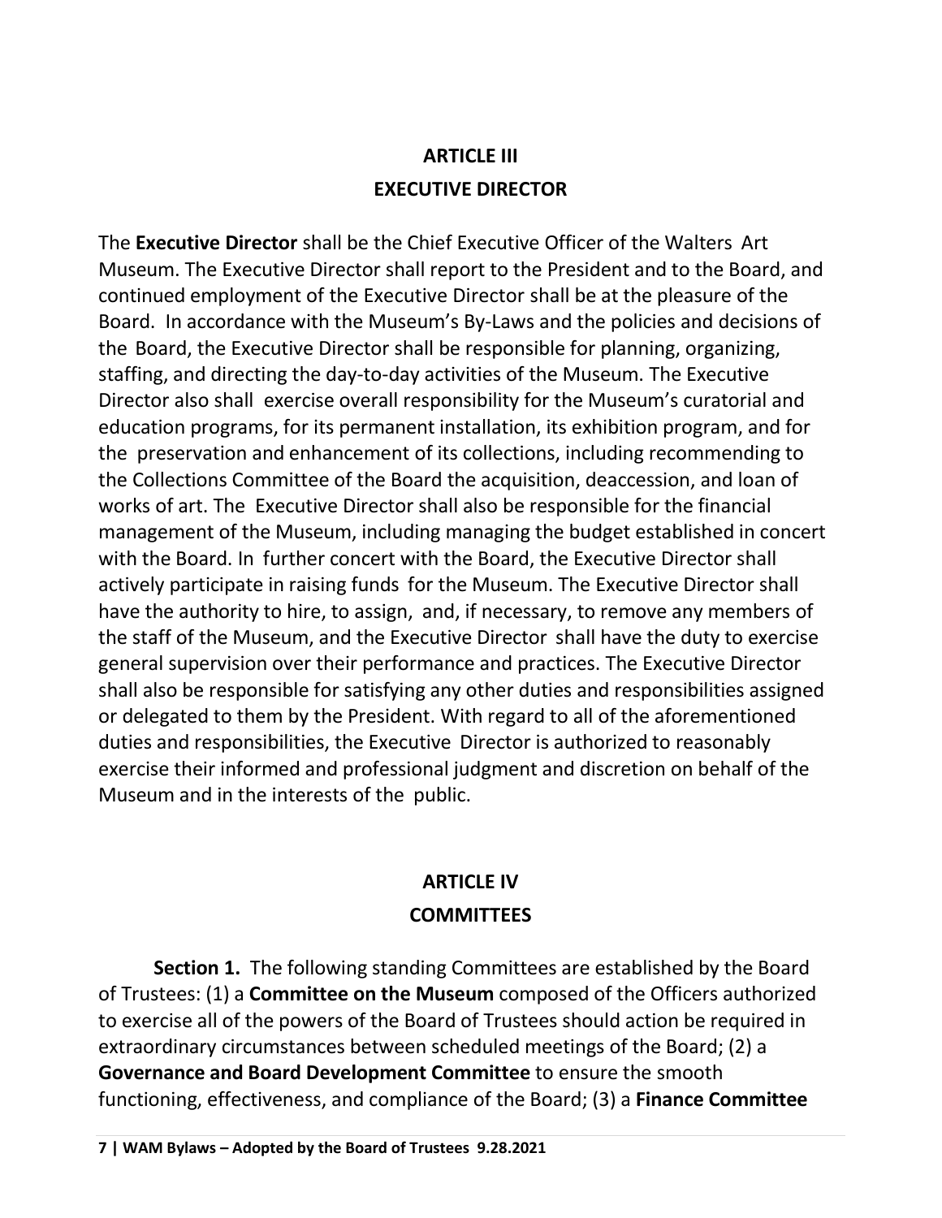## ARTICLE III

## EXECUTIVE DIRECTOR

The **Executive Director** shall be the Chief Executive Officer of the Walters Art Museum. The Executive Director shall report to the President and to the Board, and continued employment of the Executive Director shall be at the pleasure of the Board. In accordance with the Museum's By-Laws and the policies and decisions of the Board, the Executive Director shall be responsible for planning, organizing, staffing, and directing the day-to-day activities of the Museum. The Executive Director also shall exercise overall responsibility for the Museum's curatorial and education programs, for its permanent installation, its exhibition program, and for the preservation and enhancement of its collections, including recommending to the Collections Committee of the Board the acquisition, deaccession, and loan of works of art. The Executive Director shall also be responsible for the financial management of the Museum, including managing the budget established in concert with the Board. In further concert with the Board, the Executive Director shall actively participate in raising funds for the Museum. The Executive Director shall have the authority to hire, to assign, and, if necessary, to remove any members of the staff of the Museum, and the Executive Director shall have the duty to exercise general supervision over their performance and practices. The Executive Director shall also be responsible for satisfying any other duties and responsibilities assigned or delegated to them by the President. With regard to all of the aforementioned duties and responsibilities, the Executive Director is authorized to reasonably exercise their informed and professional judgment and discretion on behalf of the Museum and in the interests of the public.

## ARTICLE IV

## COMMITTEES

**Section 1.** The following standing Committees are established by the Board of Trustees: (1) a **Committee on the Museum** composed of the Officers authorized to exercise all of the powers of the Board of Trustees should action be required in extraordinary circumstances between scheduled meetings of the Board; (2) a **Governance and Board Development Committee** to ensure the smooth functioning, effectiveness, and compliance of the Board; (3) a **Finance Committee**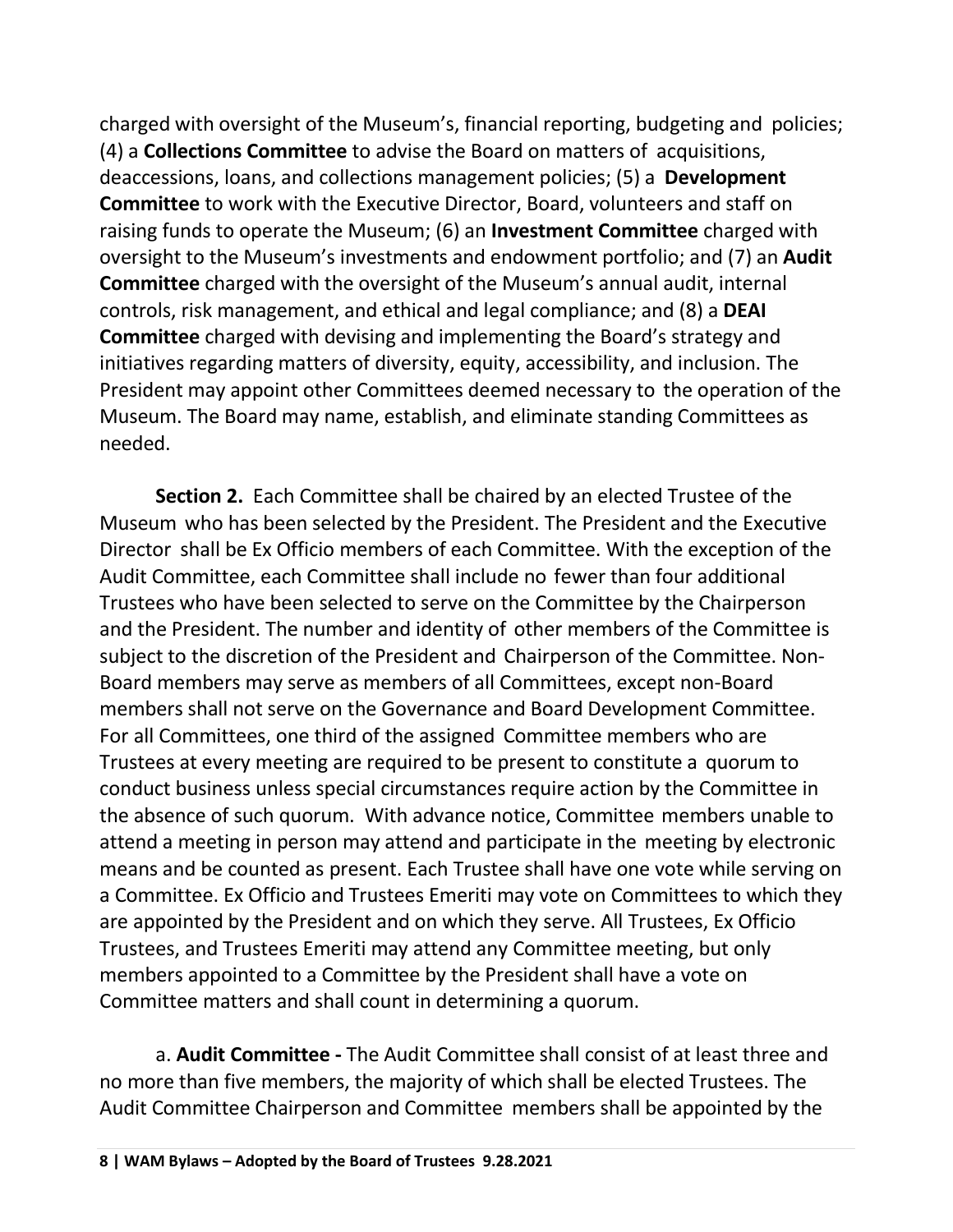charged with oversight of the Museum's, financial reporting, budgeting and policies; (4) a **Collections Committee** to advise the Board on matters of acquisitions, deaccessions, loans, and collections management policies; (5) a **Development Committee** to work with the Executive Director, Board, volunteers and staff on raising funds to operate the Museum; (6) an **Investment Committee** charged with oversight to the Museum's investments and endowment portfolio; and (7) an **Audit Committee** charged with the oversight of the Museum's annual audit, internal controls, risk management, and ethical and legal compliance; and (8) a **DEAI Committee** charged with devising and implementing the Board's strategy and initiatives regarding matters of diversity, equity, accessibility, and inclusion. The President may appoint other Committees deemed necessary to the operation of the Museum. The Board may name, establish, and eliminate standing Committees as needed.

**Section 2.** Each Committee shall be chaired by an elected Trustee of the Museum who has been selected by the President. The President and the Executive Director shall be Ex Officio members of each Committee. With the exception of the Audit Committee, each Committee shall include no fewer than four additional Trustees who have been selected to serve on the Committee by the Chairperson and the President. The number and identity of other members of the Committee is subject to the discretion of the President and Chairperson of the Committee. Non-Board members may serve as members of all Committees, except non-Board members shall not serve on the Governance and Board Development Committee. For all Committees, one third of the assigned Committee members who are Trustees at every meeting are required to be present to constitute a quorum to conduct business unless special circumstances require action by the Committee in the absence of such quorum. With advance notice, Committee members unable to attend a meeting in person may attend and participate in the meeting by electronic means and be counted as present. Each Trustee shall have one vote while serving on a Committee. Ex Officio and Trustees Emeriti may vote on Committees to which they are appointed by the President and on which they serve. All Trustees, Ex Officio Trustees, and Trustees Emeriti may attend any Committee meeting, but only members appointed to a Committee by the President shall have a vote on Committee matters and shall count in determining a quorum.

a. **Audit Committee -** The Audit Committee shall consist of at least three and no more than five members, the majority of which shall be elected Trustees. The Audit Committee Chairperson and Committee members shall be appointed by the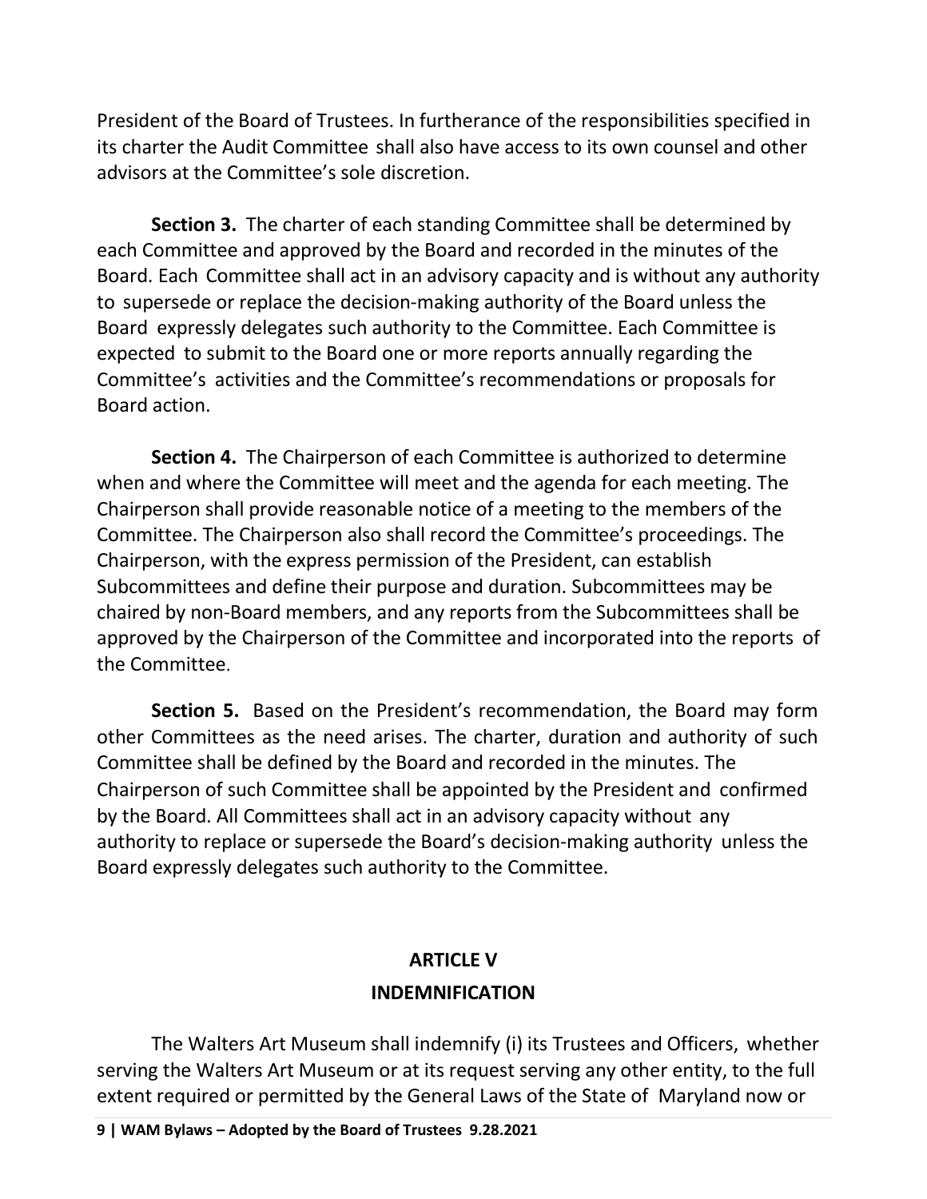President of the Board of Trustees. In furtherance of the responsibilities specified in its charter the Audit Committee shall also have access to its own counsel and other advisors at the Committee's sole discretion.

**Section 3.** The charter of each standing Committee shall be determined by each Committee and approved by the Board and recorded in the minutes of the Board. Each Committee shall act in an advisory capacity and is without any authority to supersede or replace the decision-making authority of the Board unless the Board expressly delegates such authority to the Committee. Each Committee is expected to submit to the Board one or more reports annually regarding the Committee's activities and the Committee's recommendations or proposals for Board action.

**Section 4.** The Chairperson of each Committee is authorized to determine when and where the Committee will meet and the agenda for each meeting. The Chairperson shall provide reasonable notice of a meeting to the members of the Committee. The Chairperson also shall record the Committee's proceedings. The Chairperson, with the express permission of the President, can establish Subcommittees and define their purpose and duration. Subcommittees may be chaired by non-Board members, and any reports from the Subcommittees shall be approved by the Chairperson of the Committee and incorporated into the reports of the Committee.

**Section 5.** Based on the President's recommendation, the Board may form other Committees as the need arises. The charter, duration and authority of such Committee shall be defined by the Board and recorded in the minutes. The Chairperson of such Committee shall be appointed by the President and confirmed by the Board. All Committees shall act in an advisory capacity without any authority to replace or supersede the Board's decision-making authority unless the Board expressly delegates such authority to the Committee.

## ARTICLE V
## INDEMNIFICATION

The Walters Art Museum shall indemnify (i) its Trustees and Officers, whether serving the Walters Art Museum or at its request serving any other entity, to the full extent required or permitted by the General Laws of the State of Maryland now or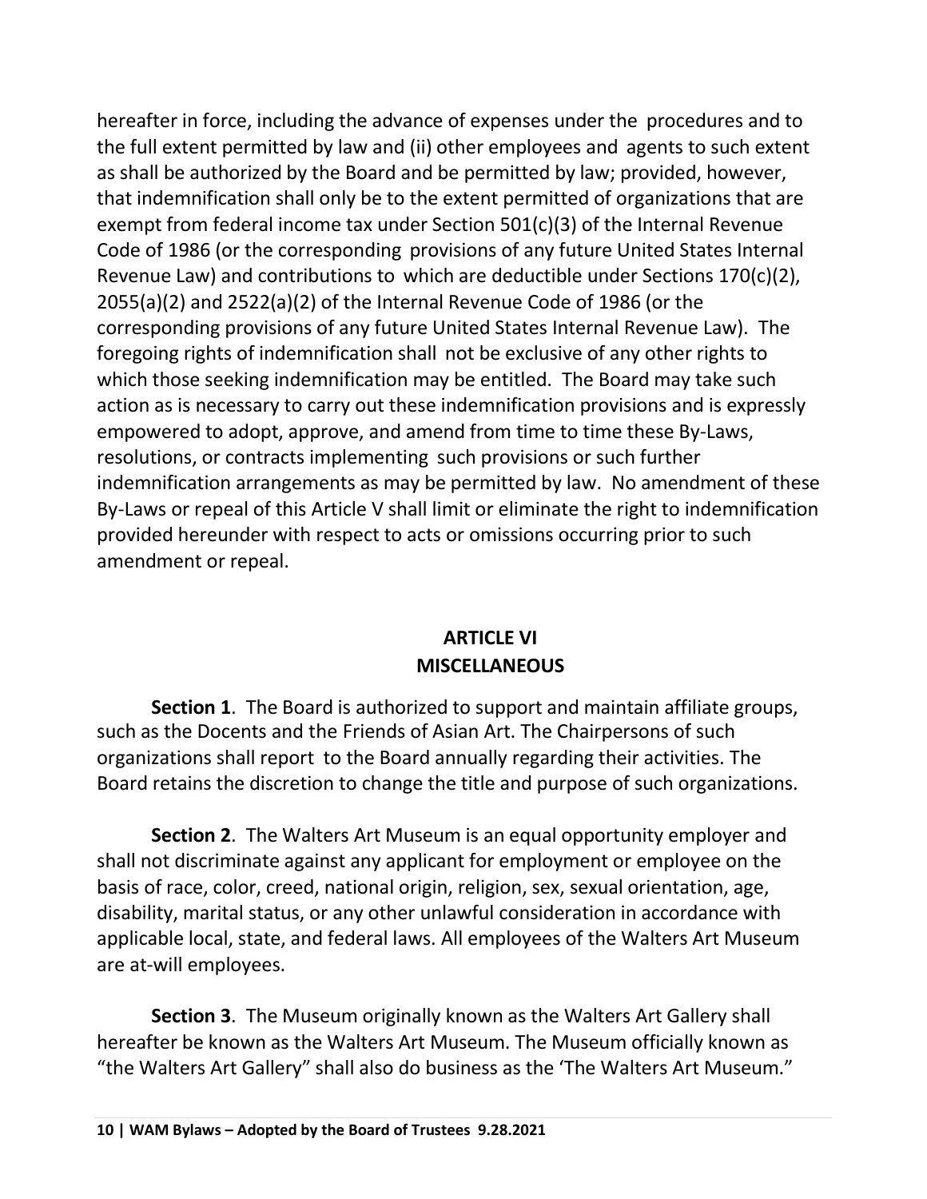hereafter in force, including the advance of expenses under the procedures and to the full extent permitted by law and (ii) other employees and agents to such extent as shall be authorized by the Board and be permitted by law; provided, however, that indemnification shall only be to the extent permitted of organizations that are exempt from federal income tax under Section 501(c)(3) of the Internal Revenue Code of 1986 (or the corresponding provisions of any future United States Internal Revenue Law) and contributions to which are deductible under Sections 170(c)(2), 2055(a)(2) and 2522(a)(2) of the Internal Revenue Code of 1986 (or the corresponding provisions of any future United States Internal Revenue Law). The foregoing rights of indemnification shall not be exclusive of any other rights to which those seeking indemnification may be entitled. The Board may take such action as is necessary to carry out these indemnification provisions and is expressly empowered to adopt, approve, and amend from time to time these By-Laws, resolutions, or contracts implementing such provisions or such further indemnification arrangements as may be permitted by law. No amendment of these By-Laws or repeal of this Article V shall limit or eliminate the right to indemnification provided hereunder with respect to acts or omissions occurring prior to such amendment or repeal.

## ARTICLE VI
## MISCELLANEOUS

**Section 1**. The Board is authorized to support and maintain affiliate groups, such as the Docents and the Friends of Asian Art. The Chairpersons of such organizations shall report to the Board annually regarding their activities. The Board retains the discretion to change the title and purpose of such organizations.

**Section 2**. The Walters Art Museum is an equal opportunity employer and shall not discriminate against any applicant for employment or employee on the basis of race, color, creed, national origin, religion, sex, sexual orientation, age, disability, marital status, or any other unlawful consideration in accordance with applicable local, state, and federal laws. All employees of the Walters Art Museum are at-will employees.

**Section 3**. The Museum originally known as the Walters Art Gallery shall hereafter be known as the Walters Art Museum. The Museum officially known as "the Walters Art Gallery" shall also do business as the 'The Walters Art Museum."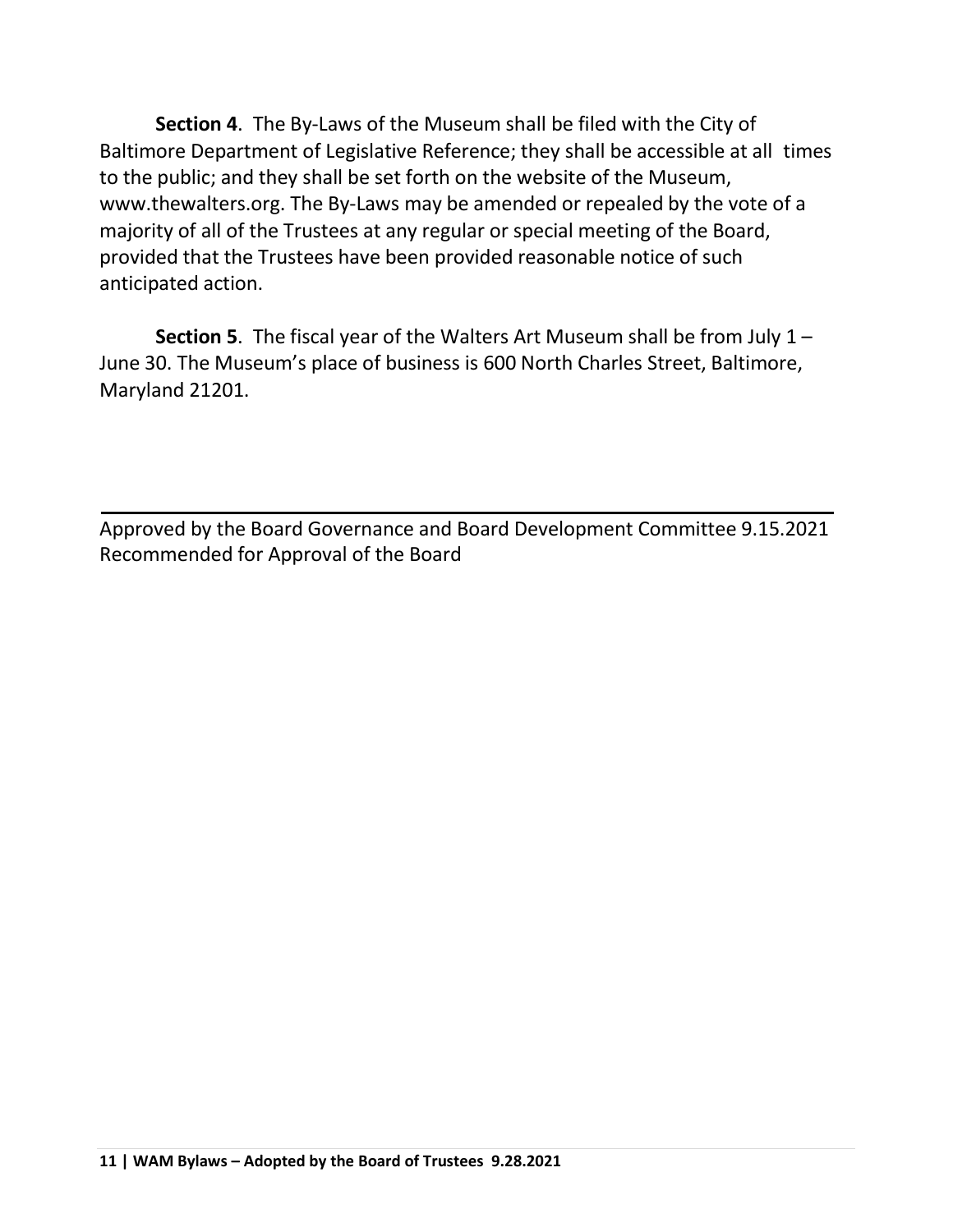**Section 4**. The By-Laws of the Museum shall be filed with the City of Baltimore Department of Legislative Reference; they shall be accessible at all times to the public; and they shall be set forth on the website of the Museum, www.thewalters.org. The By-Laws may be amended or repealed by the vote of a majority of all of the Trustees at any regular or special meeting of the Board, provided that the Trustees have been provided reasonable notice of such anticipated action.

**Section 5**. The fiscal year of the Walters Art Museum shall be from July 1 – June 30. The Museum's place of business is 600 North Charles Street, Baltimore, Maryland 21201.

---

Approved by the Board Governance and Board Development Committee 9.15.2021
Recommended for Approval of the Board